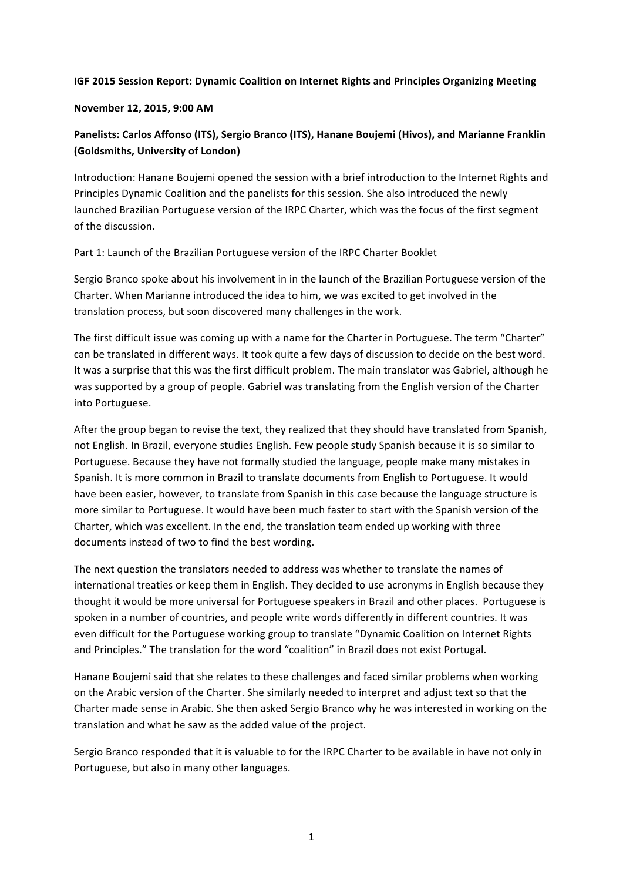**IGF 2015 Session Report: Dynamic Coalition on Internet Rights and Principles Organizing Meeting**

**November 12, 2015, 9:00 AM**

**Panelists: Carlos Affonso (ITS), Sergio Branco (ITS), Hanane Boujemi (Hivos), and Marianne Franklin (Goldsmiths, University of London)**

Introduction: Hanane Boujemi opened the session with a brief introduction to the Internet Rights and Principles Dynamic Coalition and the panelists for this session. She also introduced the newly launched Brazilian Portuguese version of the IRPC Charter, which was the focus of the first segment of the discussion.

<u>Part 1: Launch of the Brazilian Portuguese version of the IRPC Charter Booklet</u>

Sergio Branco spoke about his involvement in in the launch of the Brazilian Portuguese version of the Charter. When Marianne introduced the idea to him, we was excited to get involved in the translation process, but soon discovered many challenges in the work.

The first difficult issue was coming up with a name for the Charter in Portuguese. The term "Charter" can be translated in different ways. It took quite a few days of discussion to decide on the best word. It was a surprise that this was the first difficult problem. The main translator was Gabriel, although he was supported by a group of people. Gabriel was translating from the English version of the Charter into Portuguese.

After the group began to revise the text, they realized that they should have translated from Spanish, not English. In Brazil, everyone studies English. Few people study Spanish because it is so similar to Portuguese. Because they have not formally studied the language, people make many mistakes in Spanish. It is more common in Brazil to translate documents from English to Portuguese. It would have been easier, however, to translate from Spanish in this case because the language structure is more similar to Portuguese. It would have been much faster to start with the Spanish version of the Charter, which was excellent. In the end, the translation team ended up working with three documents instead of two to find the best wording.

The next question the translators needed to address was whether to translate the names of international treaties or keep them in English. They decided to use acronyms in English because they thought it would be more universal for Portuguese speakers in Brazil and other places. Portuguese is spoken in a number of countries, and people write words differently in different countries. It was even difficult for the Portuguese working group to translate "Dynamic Coalition on Internet Rights and Principles." The translation for the word "coalition" in Brazil does not exist Portugal.

Hanane Boujemi said that she relates to these challenges and faced similar problems when working on the Arabic version of the Charter. She similarly needed to interpret and adjust text so that the Charter made sense in Arabic. She then asked Sergio Branco why he was interested in working on the translation and what he saw as the added value of the project.

Sergio Branco responded that it is valuable to for the IRPC Charter to be available in have not only in Portuguese, but also in many other languages.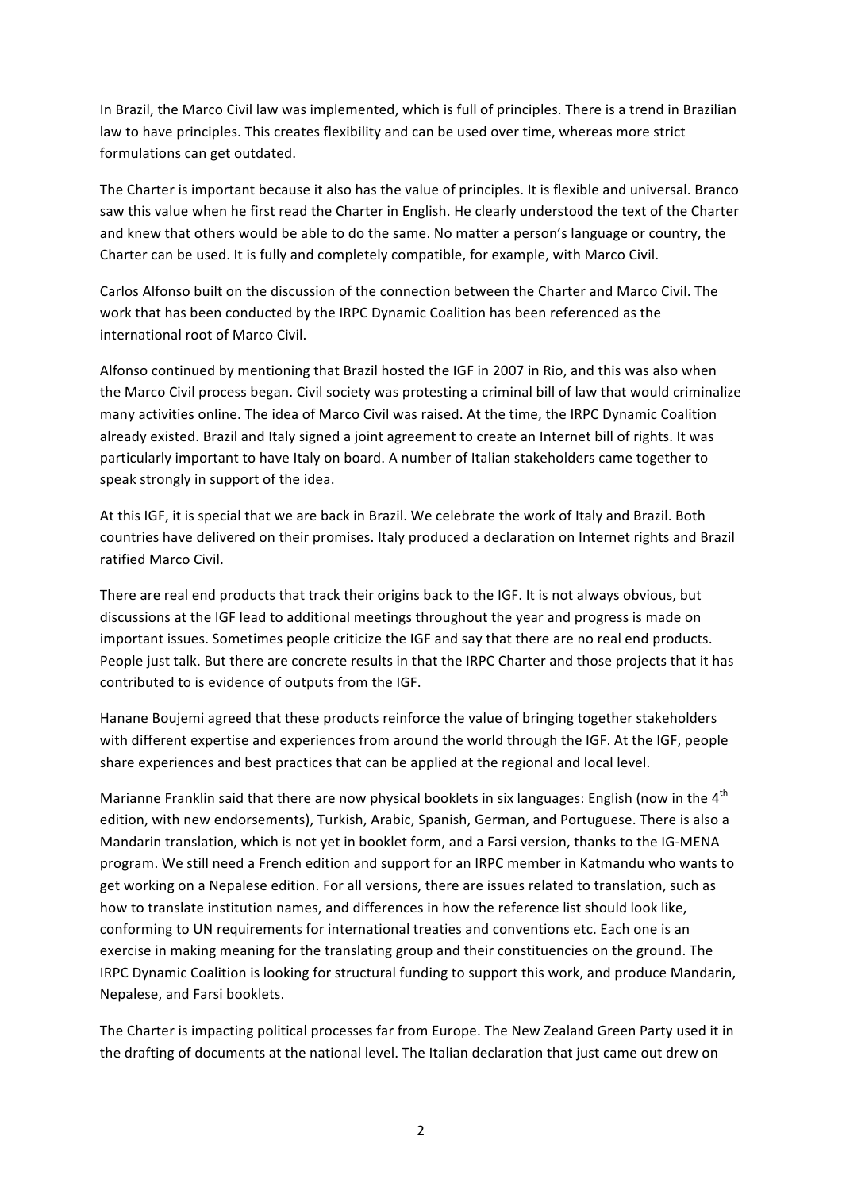In Brazil, the Marco Civil law was implemented, which is full of principles. There is a trend in Brazilian law to have principles. This creates flexibility and can be used over time, whereas more strict formulations can get outdated.

The Charter is important because it also has the value of principles. It is flexible and universal. Branco saw this value when he first read the Charter in English. He clearly understood the text of the Charter and knew that others would be able to do the same. No matter a person's language or country, the Charter can be used. It is fully and completely compatible, for example, with Marco Civil.

Carlos Alfonso built on the discussion of the connection between the Charter and Marco Civil. The work that has been conducted by the IRPC Dynamic Coalition has been referenced as the international root of Marco Civil.

Alfonso continued by mentioning that Brazil hosted the IGF in 2007 in Rio, and this was also when the Marco Civil process began. Civil society was protesting a criminal bill of law that would criminalize many activities online. The idea of Marco Civil was raised. At the time, the IRPC Dynamic Coalition already existed. Brazil and Italy signed a joint agreement to create an Internet bill of rights. It was particularly important to have Italy on board. A number of Italian stakeholders came together to speak strongly in support of the idea.

At this IGF, it is special that we are back in Brazil. We celebrate the work of Italy and Brazil. Both countries have delivered on their promises. Italy produced a declaration on Internet rights and Brazil ratified Marco Civil.

There are real end products that track their origins back to the IGF. It is not always obvious, but discussions at the IGF lead to additional meetings throughout the year and progress is made on important issues. Sometimes people criticize the IGF and say that there are no real end products. People just talk. But there are concrete results in that the IRPC Charter and those projects that it has contributed to is evidence of outputs from the IGF.

Hanane Boujemi agreed that these products reinforce the value of bringing together stakeholders with different expertise and experiences from around the world through the IGF. At the IGF, people share experiences and best practices that can be applied at the regional and local level.

Marianne Franklin said that there are now physical booklets in six languages: English (now in the 4th edition, with new endorsements), Turkish, Arabic, Spanish, German, and Portuguese. There is also a Mandarin translation, which is not yet in booklet form, and a Farsi version, thanks to the IG-MENA program. We still need a French edition and support for an IRPC member in Katmandu who wants to get working on a Nepalese edition. For all versions, there are issues related to translation, such as how to translate institution names, and differences in how the reference list should look like, conforming to UN requirements for international treaties and conventions etc. Each one is an exercise in making meaning for the translating group and their constituencies on the ground. The IRPC Dynamic Coalition is looking for structural funding to support this work, and produce Mandarin, Nepalese, and Farsi booklets.

The Charter is impacting political processes far from Europe. The New Zealand Green Party used it in the drafting of documents at the national level. The Italian declaration that just came out drew on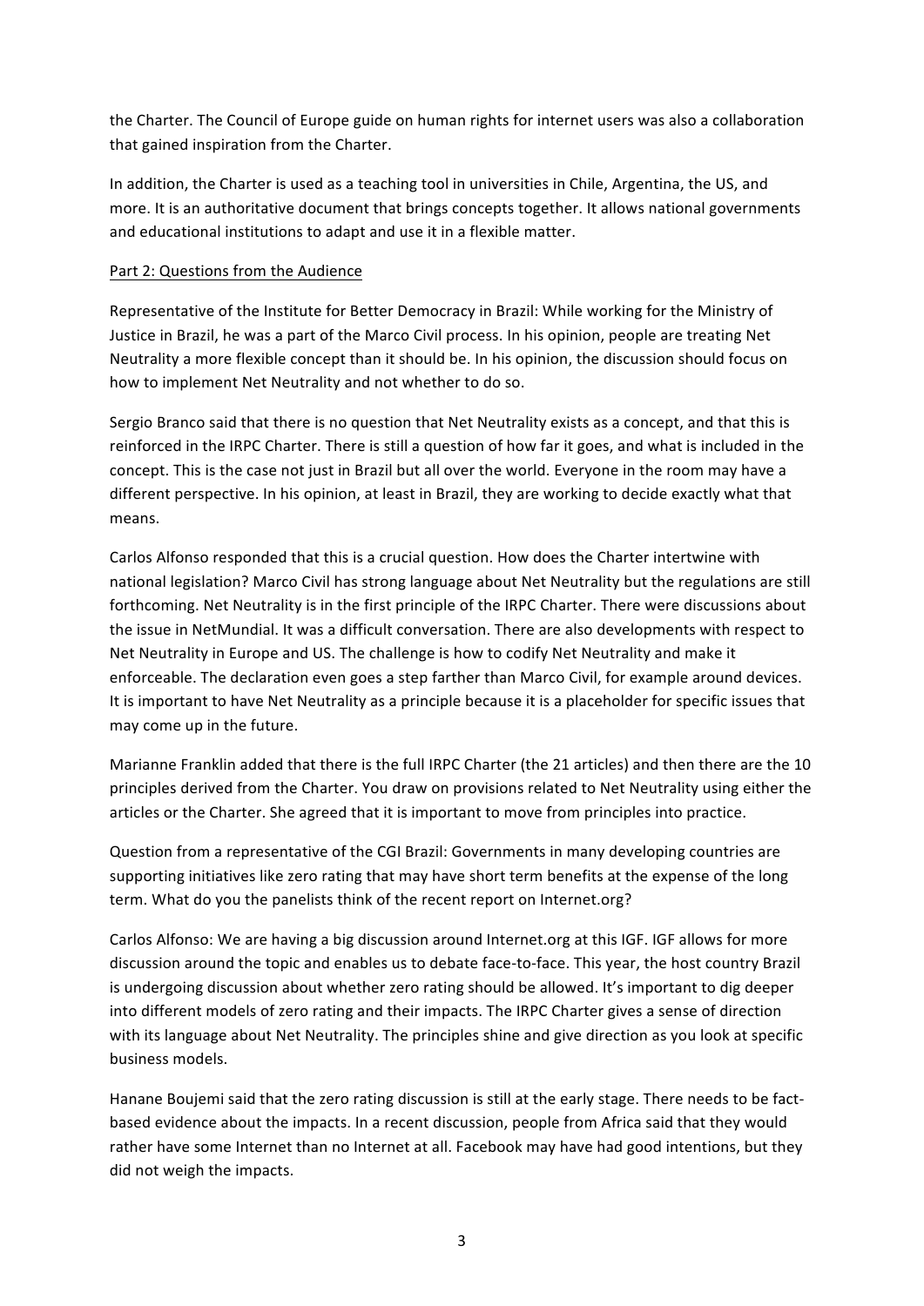the Charter. The Council of Europe guide on human rights for internet users was also a collaboration that gained inspiration from the Charter.

In addition, the Charter is used as a teaching tool in universities in Chile, Argentina, the US, and more. It is an authoritative document that brings concepts together. It allows national governments and educational institutions to adapt and use it in a flexible matter.

Part 2: Questions from the Audience

Representative of the Institute for Better Democracy in Brazil: While working for the Ministry of Justice in Brazil, he was a part of the Marco Civil process. In his opinion, people are treating Net Neutrality a more flexible concept than it should be. In his opinion, the discussion should focus on how to implement Net Neutrality and not whether to do so.

Sergio Branco said that there is no question that Net Neutrality exists as a concept, and that this is reinforced in the IRPC Charter. There is still a question of how far it goes, and what is included in the concept. This is the case not just in Brazil but all over the world. Everyone in the room may have a different perspective. In his opinion, at least in Brazil, they are working to decide exactly what that means.

Carlos Alfonso responded that this is a crucial question. How does the Charter intertwine with national legislation? Marco Civil has strong language about Net Neutrality but the regulations are still forthcoming. Net Neutrality is in the first principle of the IRPC Charter. There were discussions about the issue in NetMundial. It was a difficult conversation. There are also developments with respect to Net Neutrality in Europe and US. The challenge is how to codify Net Neutrality and make it enforceable. The declaration even goes a step farther than Marco Civil, for example around devices. It is important to have Net Neutrality as a principle because it is a placeholder for specific issues that may come up in the future.

Marianne Franklin added that there is the full IRPC Charter (the 21 articles) and then there are the 10 principles derived from the Charter. You draw on provisions related to Net Neutrality using either the articles or the Charter. She agreed that it is important to move from principles into practice.

Question from a representative of the CGI Brazil: Governments in many developing countries are supporting initiatives like zero rating that may have short term benefits at the expense of the long term. What do you the panelists think of the recent report on Internet.org?

Carlos Alfonso: We are having a big discussion around Internet.org at this IGF. IGF allows for more discussion around the topic and enables us to debate face-to-face. This year, the host country Brazil is undergoing discussion about whether zero rating should be allowed. It's important to dig deeper into different models of zero rating and their impacts. The IRPC Charter gives a sense of direction with its language about Net Neutrality. The principles shine and give direction as you look at specific business models.

Hanane Boujemi said that the zero rating discussion is still at the early stage. There needs to be fact-based evidence about the impacts. In a recent discussion, people from Africa said that they would rather have some Internet than no Internet at all. Facebook may have had good intentions, but they did not weigh the impacts.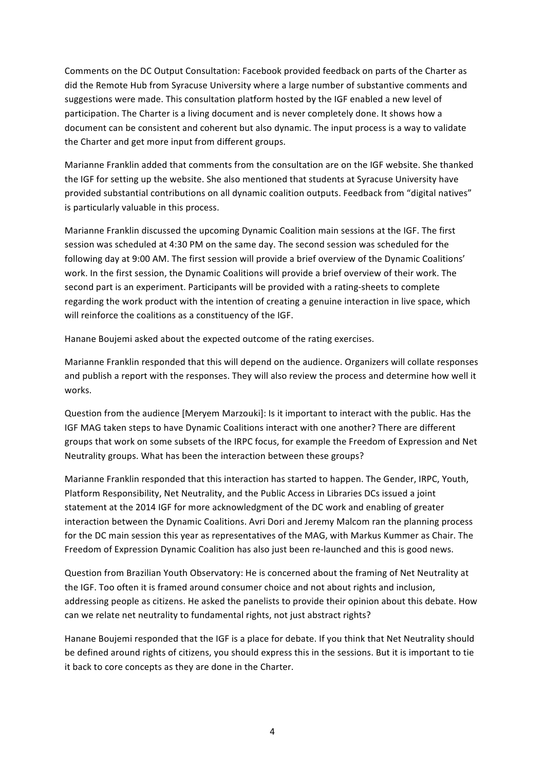Comments on the DC Output Consultation: Facebook provided feedback on parts of the Charter as did the Remote Hub from Syracuse University where a large number of substantive comments and suggestions were made. This consultation platform hosted by the IGF enabled a new level of participation. The Charter is a living document and is never completely done. It shows how a document can be consistent and coherent but also dynamic. The input process is a way to validate the Charter and get more input from different groups.

Marianne Franklin added that comments from the consultation are on the IGF website. She thanked the IGF for setting up the website. She also mentioned that students at Syracuse University have provided substantial contributions on all dynamic coalition outputs. Feedback from "digital natives" is particularly valuable in this process.

Marianne Franklin discussed the upcoming Dynamic Coalition main sessions at the IGF. The first session was scheduled at 4:30 PM on the same day. The second session was scheduled for the following day at 9:00 AM. The first session will provide a brief overview of the Dynamic Coalitions' work. In the first session, the Dynamic Coalitions will provide a brief overview of their work. The second part is an experiment. Participants will be provided with a rating-sheets to complete regarding the work product with the intention of creating a genuine interaction in live space, which will reinforce the coalitions as a constituency of the IGF.

Hanane Boujemi asked about the expected outcome of the rating exercises.

Marianne Franklin responded that this will depend on the audience. Organizers will collate responses and publish a report with the responses. They will also review the process and determine how well it works.

Question from the audience [Meryem Marzouki]: Is it important to interact with the public. Has the IGF MAG taken steps to have Dynamic Coalitions interact with one another? There are different groups that work on some subsets of the IRPC focus, for example the Freedom of Expression and Net Neutrality groups. What has been the interaction between these groups?

Marianne Franklin responded that this interaction has started to happen. The Gender, IRPC, Youth, Platform Responsibility, Net Neutrality, and the Public Access in Libraries DCs issued a joint statement at the 2014 IGF for more acknowledgment of the DC work and enabling of greater interaction between the Dynamic Coalitions. Avri Dori and Jeremy Malcom ran the planning process for the DC main session this year as representatives of the MAG, with Markus Kummer as Chair. The Freedom of Expression Dynamic Coalition has also just been re-launched and this is good news.

Question from Brazilian Youth Observatory: He is concerned about the framing of Net Neutrality at the IGF. Too often it is framed around consumer choice and not about rights and inclusion, addressing people as citizens. He asked the panelists to provide their opinion about this debate. How can we relate net neutrality to fundamental rights, not just abstract rights?

Hanane Boujemi responded that the IGF is a place for debate. If you think that Net Neutrality should be defined around rights of citizens, you should express this in the sessions. But it is important to tie it back to core concepts as they are done in the Charter.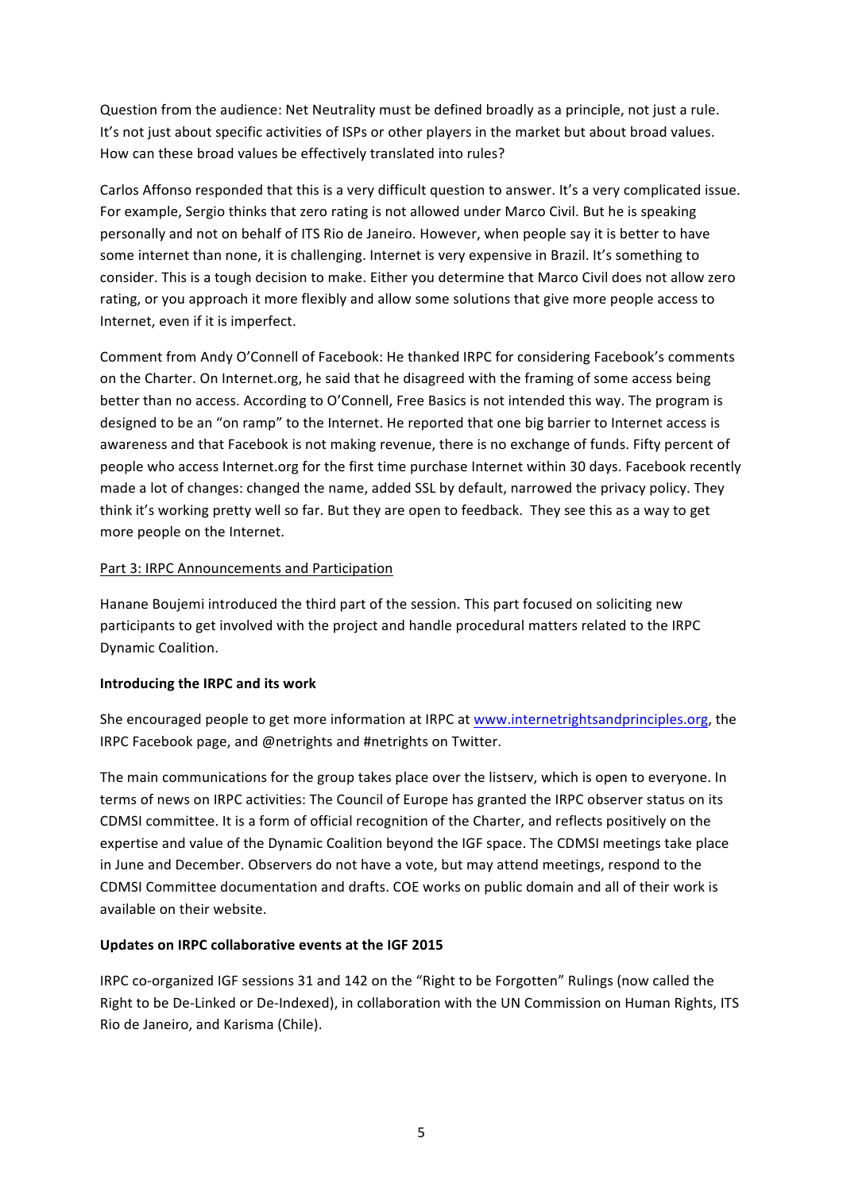Question from the audience: Net Neutrality must be defined broadly as a principle, not just a rule. It's not just about specific activities of ISPs or other players in the market but about broad values. How can these broad values be effectively translated into rules?

Carlos Affonso responded that this is a very difficult question to answer. It's a very complicated issue. For example, Sergio thinks that zero rating is not allowed under Marco Civil. But he is speaking personally and not on behalf of ITS Rio de Janeiro. However, when people say it is better to have some internet than none, it is challenging. Internet is very expensive in Brazil. It's something to consider. This is a tough decision to make. Either you determine that Marco Civil does not allow zero rating, or you approach it more flexibly and allow some solutions that give more people access to Internet, even if it is imperfect.

Comment from Andy O'Connell of Facebook: He thanked IRPC for considering Facebook's comments on the Charter. On Internet.org, he said that he disagreed with the framing of some access being better than no access. According to O'Connell, Free Basics is not intended this way. The program is designed to be an "on ramp" to the Internet. He reported that one big barrier to Internet access is awareness and that Facebook is not making revenue, there is no exchange of funds. Fifty percent of people who access Internet.org for the first time purchase Internet within 30 days. Facebook recently made a lot of changes: changed the name, added SSL by default, narrowed the privacy policy. They think it's working pretty well so far. But they are open to feedback. They see this as a way to get more people on the Internet.

Part 3: IRPC Announcements and Participation

Hanane Boujemi introduced the third part of the session. This part focused on soliciting new participants to get involved with the project and handle procedural matters related to the IRPC Dynamic Coalition.

**Introducing the IRPC and its work**

She encouraged people to get more information at IRPC at www.internetrightsandprinciples.org, the IRPC Facebook page, and @netrights and #netrights on Twitter.

The main communications for the group takes place over the listserv, which is open to everyone. In terms of news on IRPC activities: The Council of Europe has granted the IRPC observer status on its CDMSI committee. It is a form of official recognition of the Charter, and reflects positively on the expertise and value of the Dynamic Coalition beyond the IGF space. The CDMSI meetings take place in June and December. Observers do not have a vote, but may attend meetings, respond to the CDMSI Committee documentation and drafts. COE works on public domain and all of their work is available on their website.

**Updates on IRPC collaborative events at the IGF 2015**

IRPC co-organized IGF sessions 31 and 142 on the "Right to be Forgotten" Rulings (now called the Right to be De-Linked or De-Indexed), in collaboration with the UN Commission on Human Rights, ITS Rio de Janeiro, and Karisma (Chile).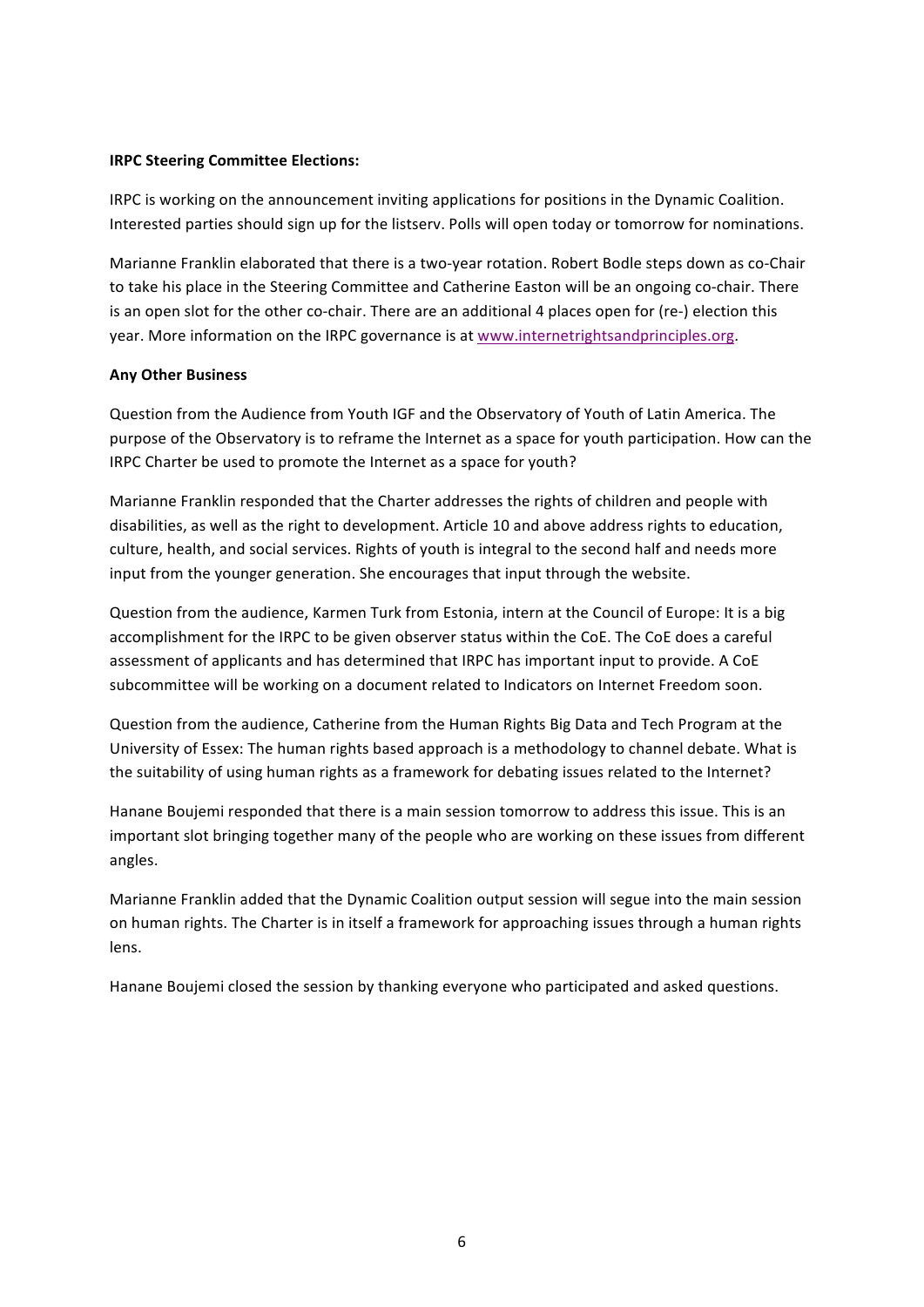**IRPC Steering Committee Elections:**

IRPC is working on the announcement inviting applications for positions in the Dynamic Coalition. Interested parties should sign up for the listserv. Polls will open today or tomorrow for nominations.

Marianne Franklin elaborated that there is a two-year rotation. Robert Bodle steps down as co-Chair to take his place in the Steering Committee and Catherine Easton will be an ongoing co-chair. There is an open slot for the other co-chair. There are an additional 4 places open for (re-) election this year. More information on the IRPC governance is at www.internetrightsandprinciples.org.

**Any Other Business**

Question from the Audience from Youth IGF and the Observatory of Youth of Latin America. The purpose of the Observatory is to reframe the Internet as a space for youth participation. How can the IRPC Charter be used to promote the Internet as a space for youth?

Marianne Franklin responded that the Charter addresses the rights of children and people with disabilities, as well as the right to development. Article 10 and above address rights to education, culture, health, and social services. Rights of youth is integral to the second half and needs more input from the younger generation. She encourages that input through the website.

Question from the audience, Karmen Turk from Estonia, intern at the Council of Europe: It is a big accomplishment for the IRPC to be given observer status within the CoE. The CoE does a careful assessment of applicants and has determined that IRPC has important input to provide. A CoE subcommittee will be working on a document related to Indicators on Internet Freedom soon.

Question from the audience, Catherine from the Human Rights Big Data and Tech Program at the University of Essex: The human rights based approach is a methodology to channel debate. What is the suitability of using human rights as a framework for debating issues related to the Internet?

Hanane Boujemi responded that there is a main session tomorrow to address this issue. This is an important slot bringing together many of the people who are working on these issues from different angles.

Marianne Franklin added that the Dynamic Coalition output session will segue into the main session on human rights. The Charter is in itself a framework for approaching issues through a human rights lens.

Hanane Boujemi closed the session by thanking everyone who participated and asked questions.